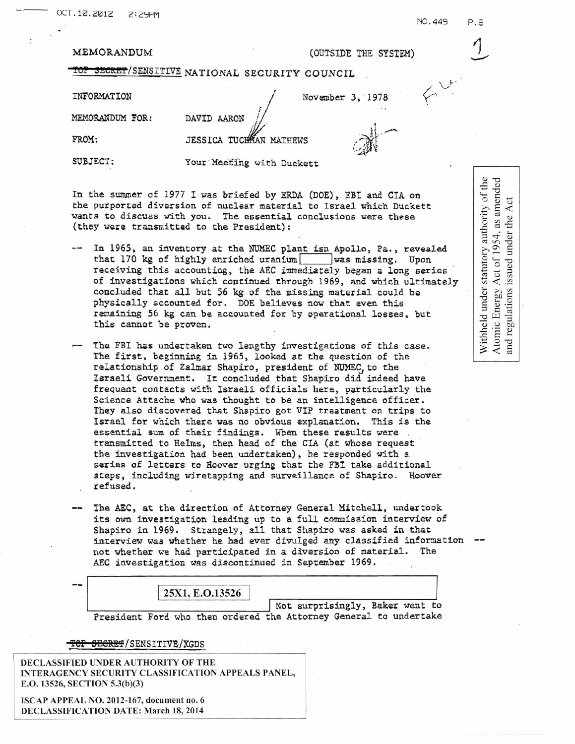MEMORANDUM (OUTSIDE THE SYSTEM)

~~TOP SECRET~~/SENSITIVE NATIONAL SECURITY COUNCIL

INFORMATION November 3, 1978

MEMORANDUM FOR: DAVID AARON

FROM: JESSICA TUCHMAN MATHEWS

SUBJECT: Your Meeting with Duckett

Withheld under statutory authority of the Atomic Energy Act of 1954, as amended and regulations issued under the Act

In the summer of 1977 I was briefed by ERDA (DOE), FBI and CIA on the purported diversion of nuclear material to Israel which Duckett wants to discuss with you. The essential conclusions were these (they were transmitted to the President):

-- In 1965, an inventory at the NUMEC plant isn Apollo, Pa., revealed that 170 kg of highly enriched uranium [ ] was missing. Upon receiving this accounting, the AEC immediately began a long series of investigations which continued through 1969, and which ultimately concluded that all but 56 kg of the missing material could be physically accounted for. DOE believes now that even this remaining 56 kg can be accounted for by operational losses, but this cannot be proven.

-- The FBI has undertaken two lengthy investigations of this case. The first, beginning in 1965, looked at the question of the relationship of Zalmar Shapiro, president of NUMEC, to the Israeli Government. It concluded that Shapiro did indeed have frequent contacts with Israeli officials here, particularly the Science Attache who was thought to be an intelligence officer. They also discovered that Shapiro got VIP treatment on trips to Israel for which there was no obvious explanation. This is the essential sum of their findings. When these results were transmitted to Helms, then head of the CIA (at whose request the investigation had been undertaken), he responded with a series of letters to Hoover urging that the FBI take additional steps, including wiretapping and surveillance of Shapiro. Hoover refused.

-- The AEC, at the direction of Attorney General Mitchell, undertook its own investigation leading up to a full commission interview of Shapiro in 1969. Strangely, all that Shapiro was asked in that interview was whether he had ever divulged any classified information -- not whether we had participated in a diversion of material. The AEC investigation was discontinued in September 1969.

-- [25X1, E.O.13526] Not surprisingly, Baker went to President Ford who then ordered the Attorney General to undertake

~~TOP SECRET~~/SENSITIVE/XGDS

DECLASSIFIED UNDER AUTHORITY OF THE INTERAGENCY SECURITY CLASSIFICATION APPEALS PANEL, E.O. 13526, SECTION 5.3(b)(3)

ISCAP APPEAL NO. 2012-167, document no. 6
DECLASSIFICATION DATE: March 18, 2014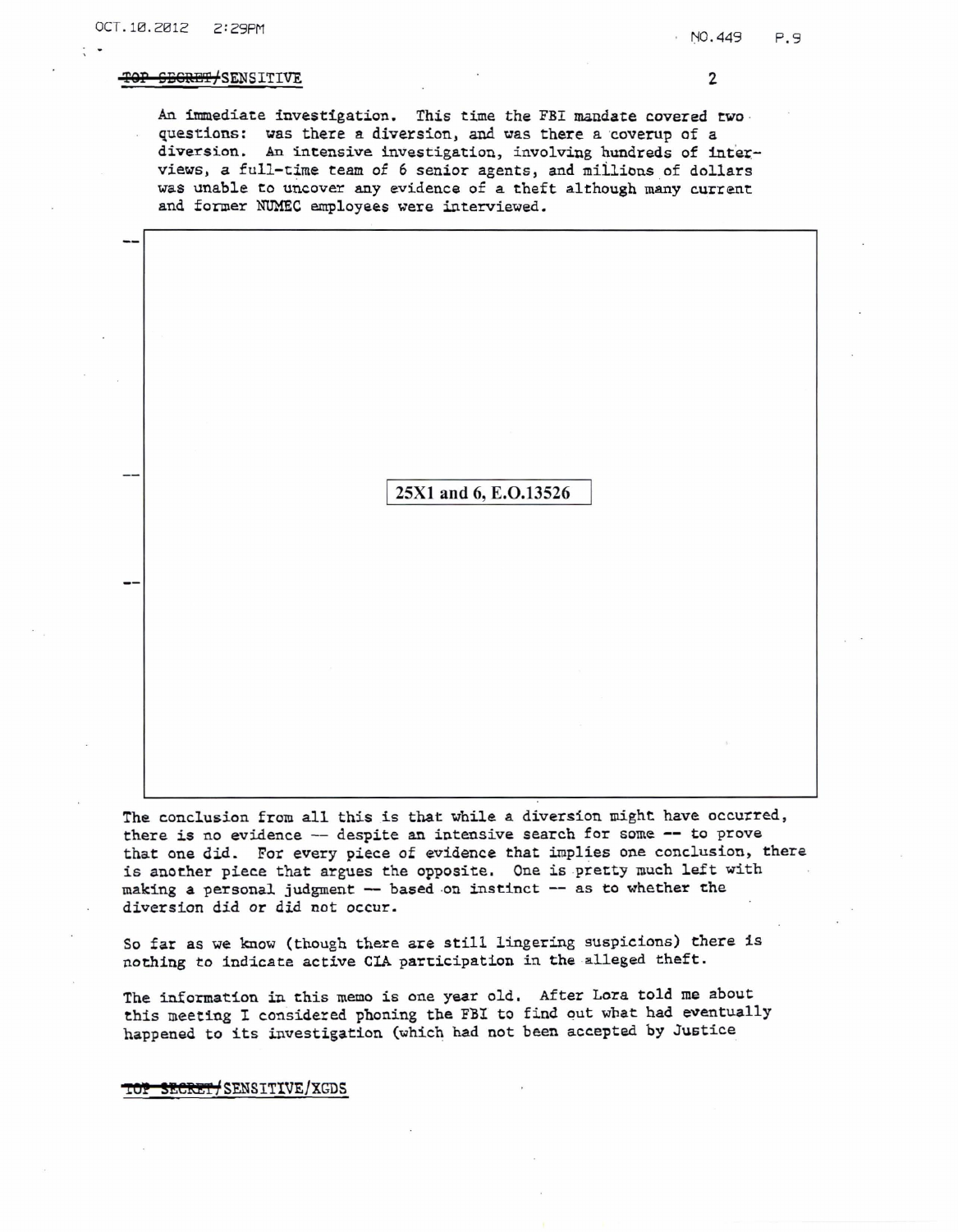An immediate investigation. This time the FBI mandate covered two questions: was there a diversion, and was there a coverup of a diversion. An intensive investigation, involving hundreds of interviews, a full-time team of 6 senior agents, and millions of dollars was unable to uncover any evidence of a theft although many current and former NUMEC employees were interviewed.

--

--

--

25X1 and 6, E.O.13526

The conclusion from all this is that while a diversion might have occurred, there is no evidence -- despite an intensive search for some -- to prove that one did. For every piece of evidence that implies one conclusion, there is another piece that argues the opposite. One is pretty much left with making a personal judgment -- based on instinct -- as to whether the diversion did or did not occur.

So far as we know (though there are still lingering suspicions) there is nothing to indicate active CIA participation in the alleged theft.

The information in this memo is one year old. After Lora told me about this meeting I considered phoning the FBI to find out what had eventually happened to its investigation (which had not been accepted by Justice

~~TOP SECRET~~/SENSITIVE/XGDS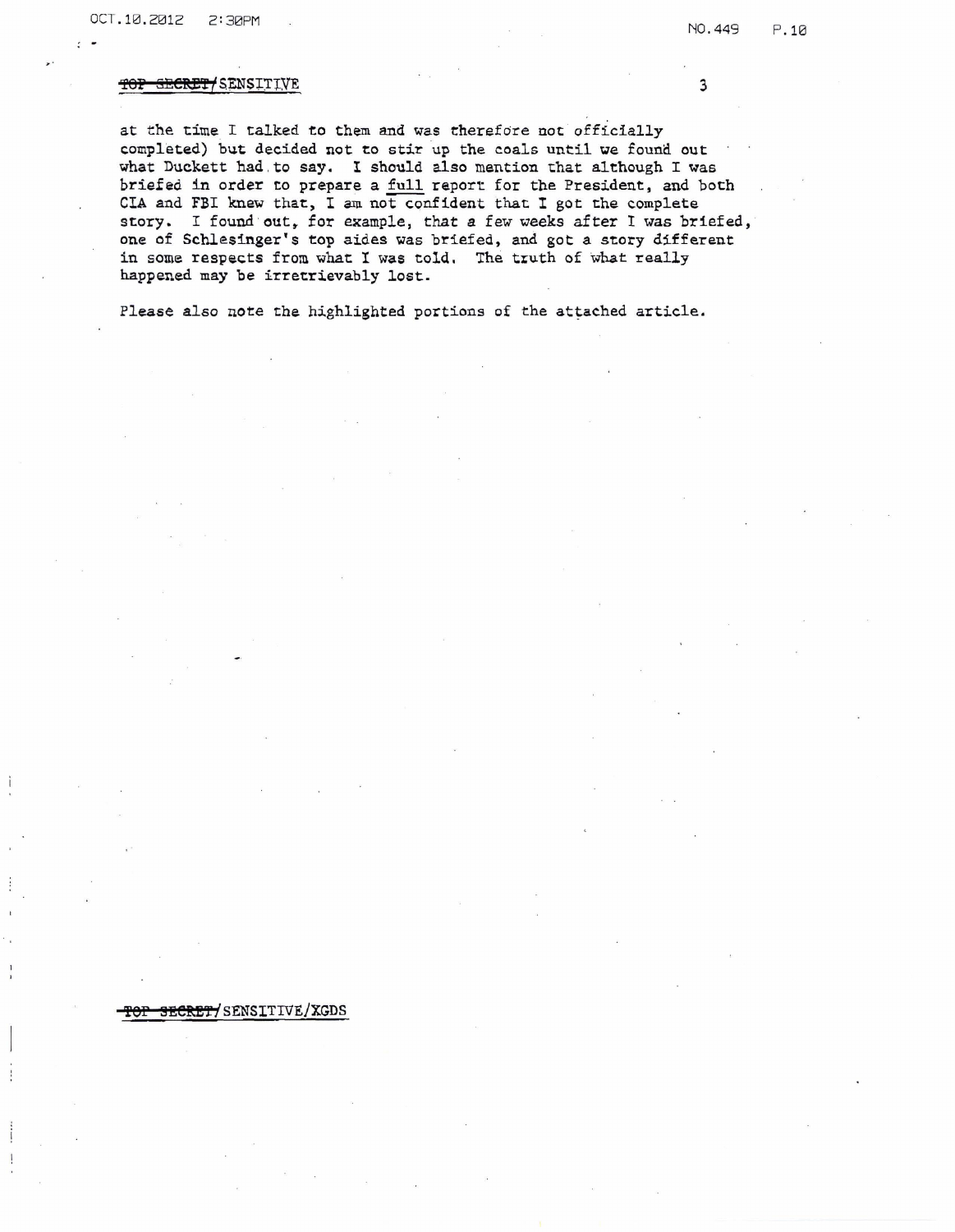~~TOP SECRET~~/SENSITIVE

at the time I talked to them and was therefore not officially completed) but decided not to stir up the coals until we found out what Duckett had to say. I should also mention that although I was briefed in order to prepare a full report for the President, and both CIA and FBI knew that, I am not confident that I got the complete story. I found out, for example, that a few weeks after I was briefed, one of Schlesinger's top aides was briefed, and got a story different in some respects from what I was told. The truth of what really happened may be irretrievably lost.

Please also note the highlighted portions of the attached article.

~~TOP SECRET~~/SENSITIVE/XGDS